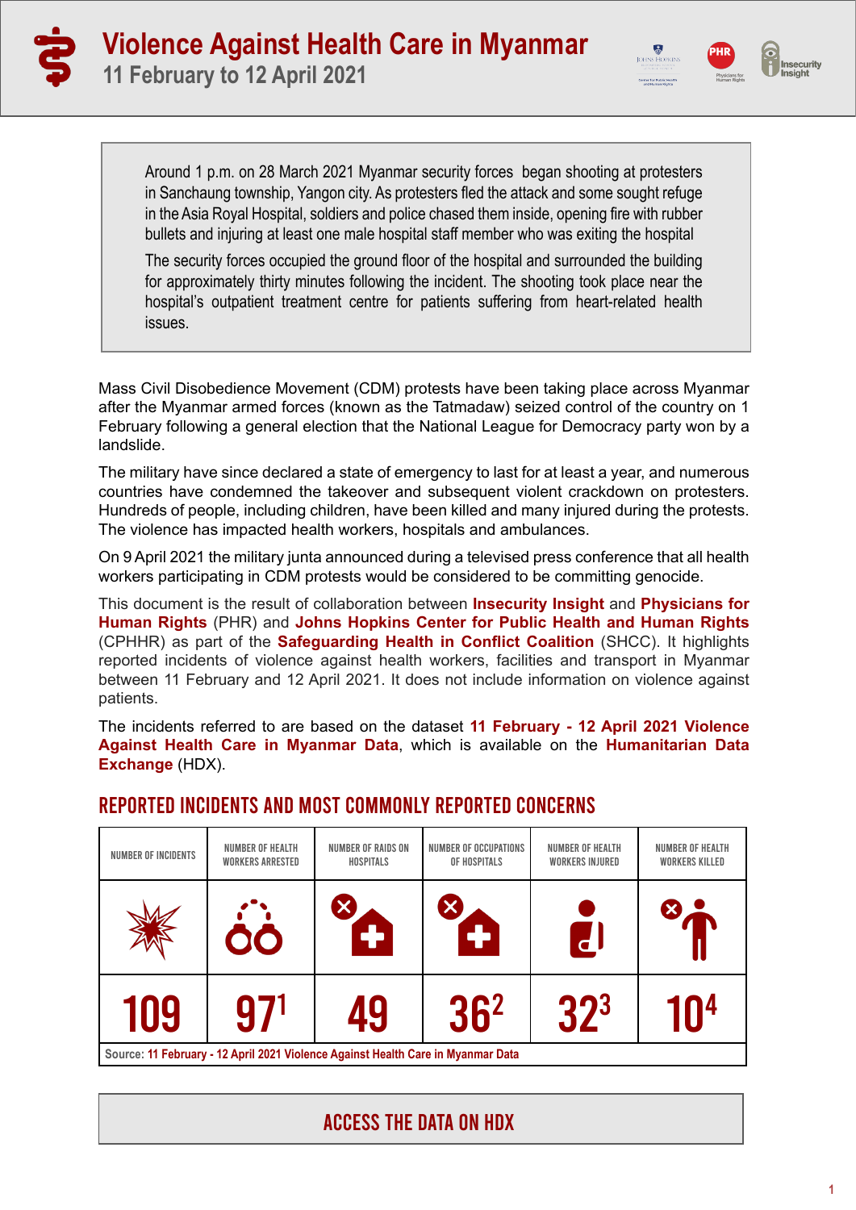# Violence Against Health Care in Myanmar

## 11 February to 12 April 2021

Around 1 p.m. on 28 March 2021 Myanmar security forces began shooting at protesters in Sanchaung township, Yangon city. As protesters fled the attack and some sought refuge in the Asia Royal Hospital, soldiers and police chased them inside, opening fire with rubber bullets and injuring at least one male hospital staff member who was exiting the hospital

The security forces occupied the ground floor of the hospital and surrounded the building for approximately thirty minutes following the incident. The shooting took place near the hospital's outpatient treatment centre for patients suffering from heart-related health issues.

Mass Civil Disobedience Movement (CDM) protests have been taking place across Myanmar after the Myanmar armed forces (known as the Tatmadaw) seized control of the country on 1 February following a general election that the National League for Democracy party won by a landslide.

The military have since declared a state of emergency to last for at least a year, and numerous countries have condemned the takeover and subsequent violent crackdown on protesters. Hundreds of people, including children, have been killed and many injured during the protests. The violence has impacted health workers, hospitals and ambulances.

On 9 April 2021 the military junta announced during a televised press conference that all health workers participating in CDM protests would be considered to be committing genocide.

This document is the result of collaboration between **Insecurity Insight** and **Physicians for Human Rights** (PHR) and **Johns Hopkins Center for Public Health and Human Rights** (CPHHR) as part of the **Safeguarding Health in Conflict Coalition** (SHCC). It highlights reported incidents of violence against health workers, facilities and transport in Myanmar between 11 February and 12 April 2021. It does not include information on violence against patients.

The incidents referred to are based on the dataset **11 February - 12 April 2021 Violence Against Health Care in Myanmar Data**, which is available on the **Humanitarian Data Exchange** (HDX).

## REPORTED INCIDENTS AND MOST COMMONLY REPORTED CONCERNS

| NUMBER OF INCIDENTS | NUMBER OF HEALTH WORKERS ARRESTED | NUMBER OF RAIDS ON HOSPITALS | NUMBER OF OCCUPATIONS OF HOSPITALS | NUMBER OF HEALTH WORKERS INJURED | NUMBER OF HEALTH WORKERS KILLED |
|---|---|---|---|---|---|
| 109 | 97[1] | 49 | 36[2] | 32[3] | 10[4] |

Source: **11 February - 12 April 2021 Violence Against Health Care in Myanmar Data**

**ACCESS THE DATA ON HDX**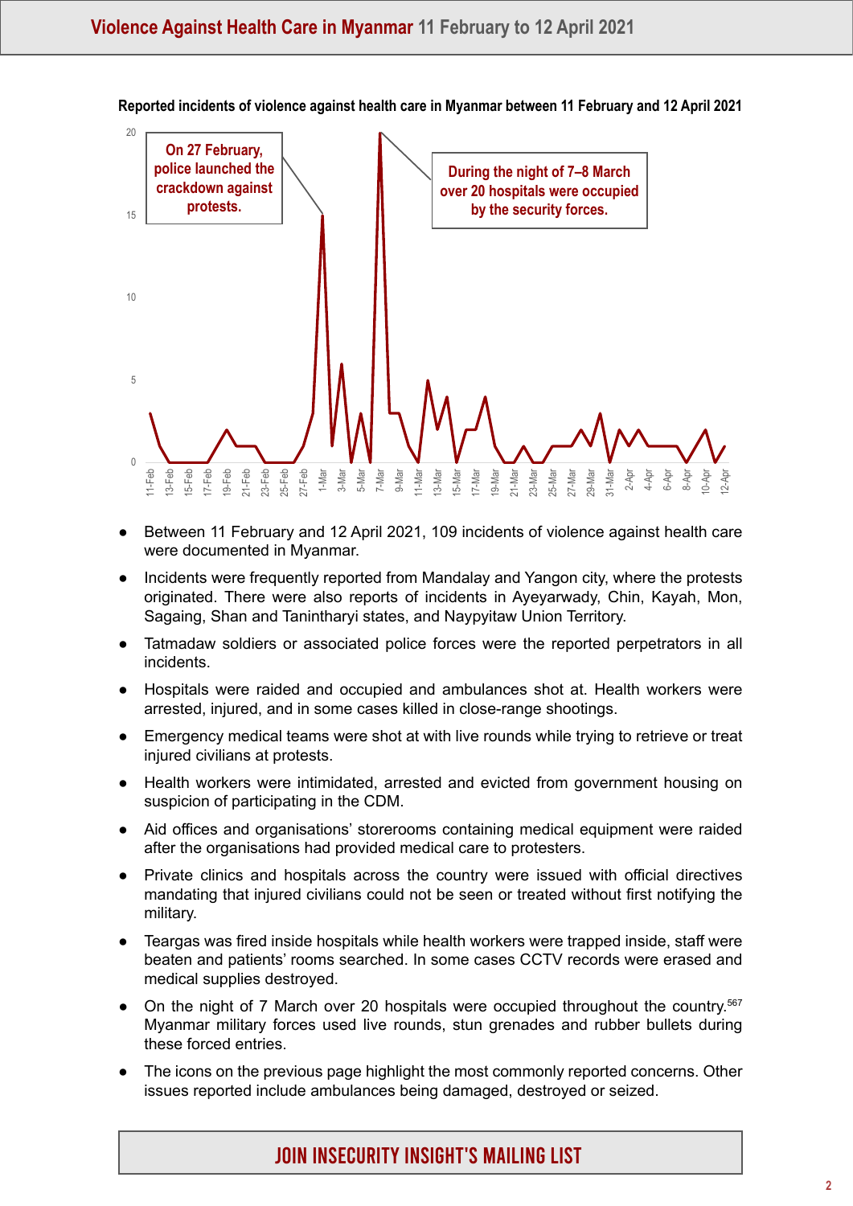**Reported incidents of violence against health care in Myanmar between 11 February and 12 April 2021**

On 27 February, police launched the crackdown against protests.

During the night of 7–8 March over 20 hospitals were occupied by the security forces.

- Between 11 February and 12 April 2021, 109 incidents of violence against health care were documented in Myanmar.
- Incidents were frequently reported from Mandalay and Yangon city, where the protests originated. There were also reports of incidents in Ayeyarwady, Chin, Kayah, Mon, Sagaing, Shan and Tanintharyi states, and Naypyitaw Union Territory.
- Tatmadaw soldiers or associated police forces were the reported perpetrators in all incidents.
- Hospitals were raided and occupied and ambulances shot at. Health workers were arrested, injured, and in some cases killed in close-range shootings.
- Emergency medical teams were shot at with live rounds while trying to retrieve or treat injured civilians at protests.
- Health workers were intimidated, arrested and evicted from government housing on suspicion of participating in the CDM.
- Aid offices and organisations' storerooms containing medical equipment were raided after the organisations had provided medical care to protesters.
- Private clinics and hospitals across the country were issued with official directives mandating that injured civilians could not be seen or treated without first notifying the military.
- Teargas was fired inside hospitals while health workers were trapped inside, staff were beaten and patients' rooms searched. In some cases CCTV records were erased and medical supplies destroyed.
- On the night of 7 March over 20 hospitals were occupied throughout the country.[567] Myanmar military forces used live rounds, stun grenades and rubber bullets during these forced entries.
- The icons on the previous page highlight the most commonly reported concerns. Other issues reported include ambulances being damaged, destroyed or seized.

JOIN INSECURITY INSIGHT'S MAILING LIST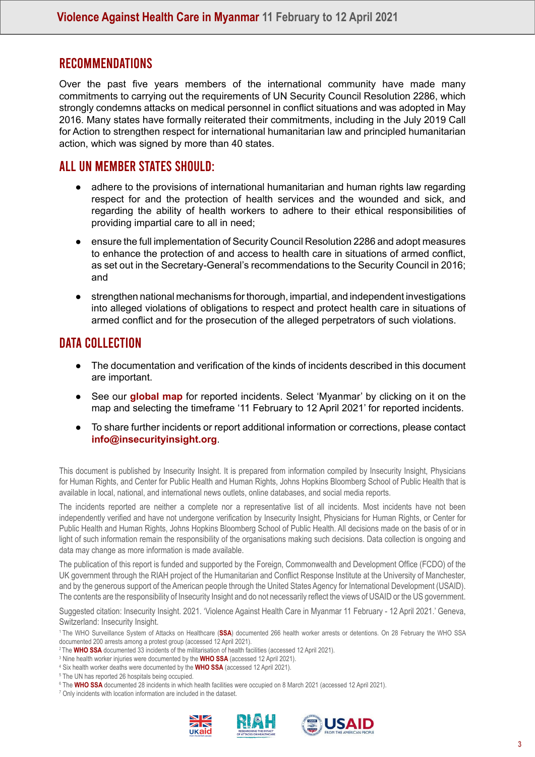## RECOMMENDATIONS

Over the past five years members of the international community have made many commitments to carrying out the requirements of UN Security Council Resolution 2286, which strongly condemns attacks on medical personnel in conflict situations and was adopted in May 2016. Many states have formally reiterated their commitments, including in the July 2019 Call for Action to strengthen respect for international humanitarian law and principled humanitarian action, which was signed by more than 40 states.

## ALL UN MEMBER STATES SHOULD:

- adhere to the provisions of international humanitarian and human rights law regarding respect for and the protection of health services and the wounded and sick, and regarding the ability of health workers to adhere to their ethical responsibilities of providing impartial care to all in need;
- ensure the full implementation of Security Council Resolution 2286 and adopt measures to enhance the protection of and access to health care in situations of armed conflict, as set out in the Secretary-General's recommendations to the Security Council in 2016; and
- strengthen national mechanisms for thorough, impartial, and independent investigations into alleged violations of obligations to respect and protect health care in situations of armed conflict and for the prosecution of the alleged perpetrators of such violations.

## DATA COLLECTION

- The documentation and verification of the kinds of incidents described in this document are important.
- See our **global map** for reported incidents. Select 'Myanmar' by clicking on it on the map and selecting the timeframe '11 February to 12 April 2021' for reported incidents.
- To share further incidents or report additional information or corrections, please contact **info@insecurityinsight.org**.

This document is published by Insecurity Insight. It is prepared from information compiled by Insecurity Insight, Physicians for Human Rights, and Center for Public Health and Human Rights, Johns Hopkins Bloomberg School of Public Health that is available in local, national, and international news outlets, online databases, and social media reports.

The incidents reported are neither a complete nor a representative list of all incidents. Most incidents have not been independently verified and have not undergone verification by Insecurity Insight, Physicians for Human Rights, or Center for Public Health and Human Rights, Johns Hopkins Bloomberg School of Public Health. All decisions made on the basis of or in light of such information remain the responsibility of the organisations making such decisions. Data collection is ongoing and data may change as more information is made available.

The publication of this report is funded and supported by the Foreign, Commonwealth and Development Office (FCDO) of the UK government through the RIAH project of the Humanitarian and Conflict Response Institute at the University of Manchester, and by the generous support of the American people through the United States Agency for International Development (USAID). The contents are the responsibility of Insecurity Insight and do not necessarily reflect the views of USAID or the US government.

Suggested citation: Insecurity Insight. 2021. 'Violence Against Health Care in Myanmar 11 February - 12 April 2021.' Geneva, Switzerland: Insecurity Insight.

[1] The WHO Surveillance System of Attacks on Healthcare (**SSA**) documented 266 health worker arrests or detentions. On 28 February the WHO SSA documented 200 arrests among a protest group (accessed 12 April 2021).

[2] The **WHO SSA** documented 33 incidents of the militarisation of health facilities (accessed 12 April 2021).

[3] Nine health worker injuries were documented by the **WHO SSA** (accessed 12 April 2021).

[4] Six health worker deaths were documented by the **WHO SSA** (accessed 12 April 2021).

[5] The UN has reported 26 hospitals being occupied.

[6] The **WHO SSA** documented 28 incidents in which health facilities were occupied on 8 March 2021 (accessed 12 April 2021).

[7] Only incidents with location information are included in the dataset.